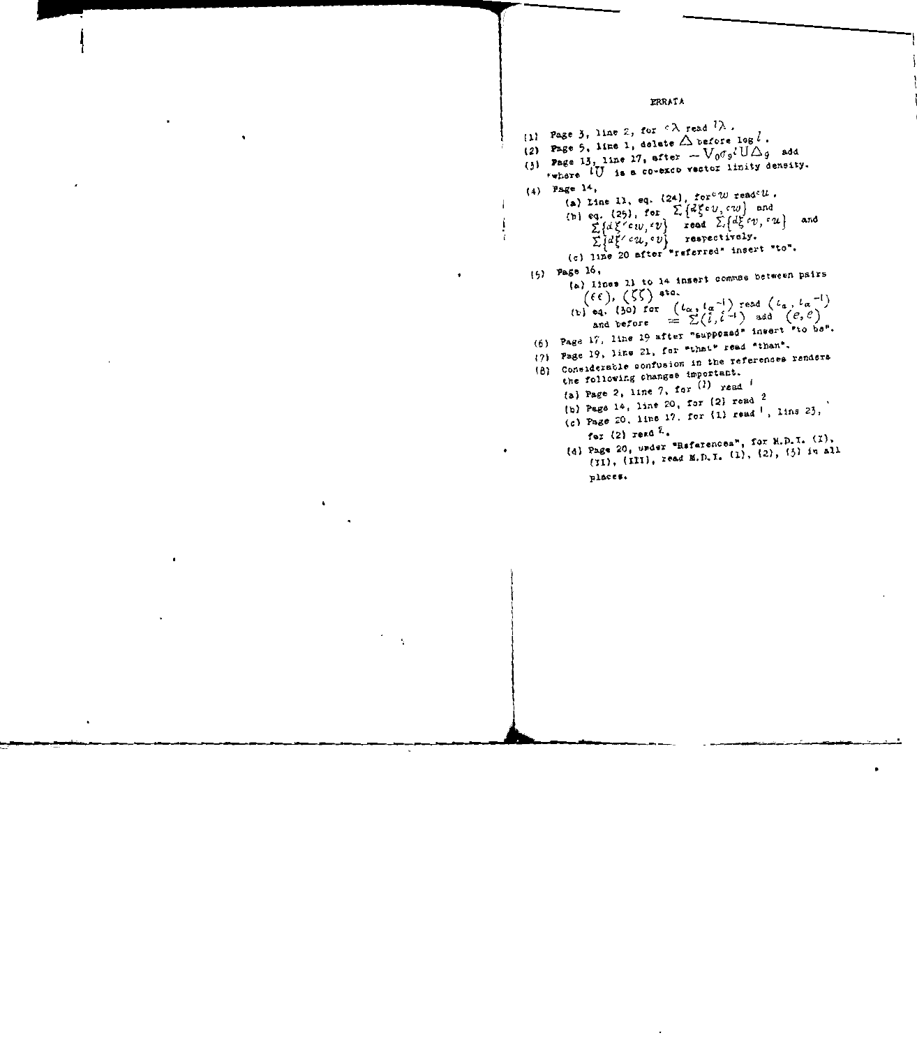# ERRATA

(1) Page 3, line 2, for $^c\lambda$ read $^l\lambda$.

(2) Page 5, line 1, delete $\triangle$ before $\log l$.

(3) Page 13, line 17, after $-V_0\sigma_g{}^l U\triangle_g$ add "where $^lU$ is a co-exco vector linity density.

(4) Page 14,

  (a) Line 11, eq. (24), for $^cw$ read $^cu$.

  (b) eq. (25), for $\sum\{d\xi\,{}^cv, {}^cw\}$ and $\sum\{d\xi'\,{}^cw, {}^cv\}$ read $\sum\{d\xi\,{}^cv, {}^cu\}$ and $\sum\{d\xi'\,{}^cu, {}^cv\}$ respectively.

  (c) line 20 after "referred" insert "to".

(5) Page 16,

  (a) lines 11 to 14 insert commas between pairs $(\epsilon\epsilon)$, $(\zeta\zeta)$ etc.

  (b) eq. (30) for $(\iota_\alpha, \iota_\alpha{}^{-1})$ read $(\iota_a, \iota_\alpha{}^{-1})$ and before $= \sum(i, i^{-1})$ add $(e, e)$

(6) Page 17, line 19 after "supposed" insert "to be".

(7) Page 19, line 21, for "that" read "than".

(8) Considerable confusion in the references renders the following changes important.

  (a) Page 2, line 7, for $^{(1)}$ read [1]

  (b) Page 14, line 20, for (2) read [2]

  (c) Page 20, line 17, for (1) read [1], line 23, for (2) read [2].

  (d) Page 20, under "References", for M.D.I. (I), (II), (III), read M.D.I. (1), (2), (3) in all places.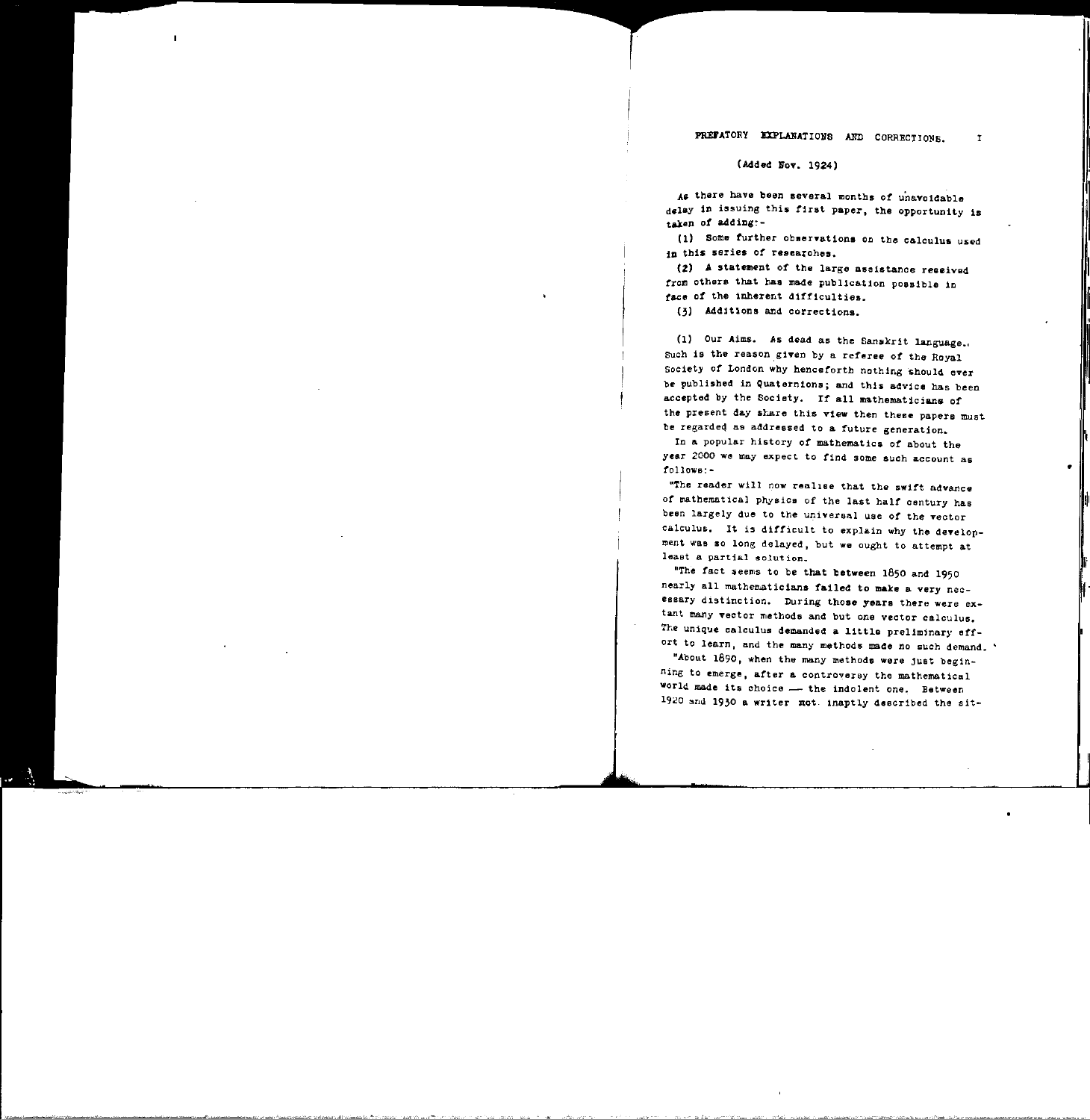## PREFATORY EXPLANATIONS AND CORRECTIONS.

(Added Nov. 1924)

As there have been several months of unavoidable delay in issuing this first paper, the opportunity is taken of adding:-

(1) Some further observations on the calculus used in this series of researches.

(2) A statement of the large assistance received from others that has made publication possible in face of the inherent difficulties.

(3) Additions and corrections.

(1) Our Aims. As dead as the Sanskrit language. Such is the reason given by a referee of the Royal Society of London why henceforth nothing should ever be published in Quaternions; and this advice has been accepted by the Society. If all mathematicians of the present day share this view then these papers must be regarded as addressed to a future generation.

In a popular history of mathematics of about the year 2000 we may expect to find some such account as follows:-

"The reader will now realise that the swift advance of mathematical physics of the last half century has been largely due to the universal use of the vector calculus. It is difficult to explain why the development was so long delayed, but we ought to attempt at least a partial solution.

"The fact seems to be that between 1850 and 1950 nearly all mathematicians failed to make a very necessary distinction. During those years there were extant many vector methods and but one vector calculus. The unique calculus demanded a little preliminary effort to learn, and the many methods made no such demand.

"About 1890, when the many methods were just beginning to emerge, after a controversy the mathematical world made its choice — the indolent one. Between 1920 and 1930 a writer not inaptly described the sit-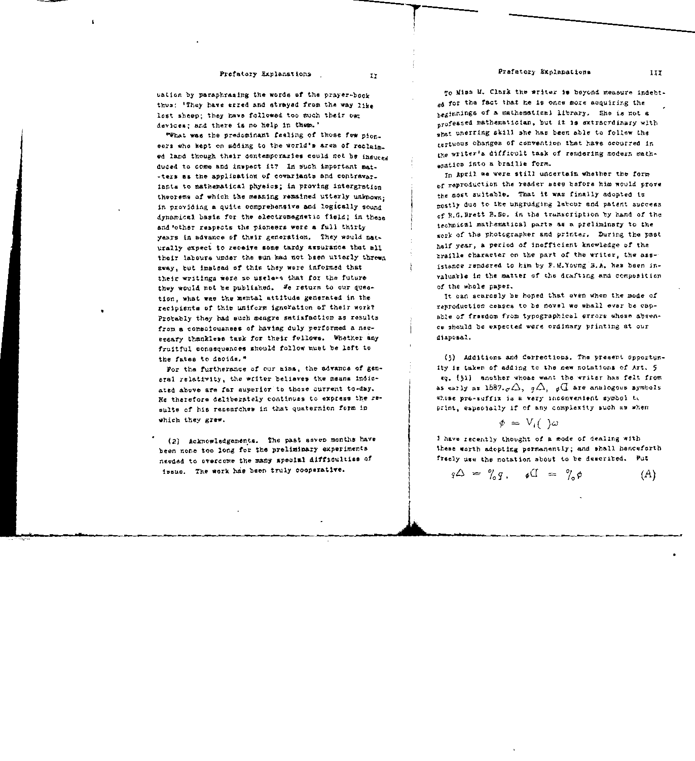cation by paraphrasing the words of the prayer-book thus: 'They have erred and strayed from the way like lost sheep; they have followed too much their own devices; and there is no help in them.'

"What was the predominant feeling of those few pioneers who kept on adding to the world's area of reclaimed land though their contemporaries could not be induced duced to come and inspect it? In such important matters as the application of covariants and contravariants to mathematical physics; in proving intergration theorems of which the meaning remained utterly unknown; in providing a quite comprehensive and logically sound dynamical basis for the electromagnetic field; in these and other respects the pioneers were a full thirty years in advance of their generation. They would naturally expect to receive some tardy assurance that all their labours under the sun had not been utterly thrown away, but instead of this they were informed that their writings were so useless that for the future they would not be published. We return to our question, what was the mental attitude generated in the recipients of this uniform ignoration of their work? Probably they had such meagre satisfaction as results from a consciousness of having duly performed a necessary thankless task for their fellows. Whether any fruitful consequences should follow must be left to the fates to decide."

For the furtherance of our aims, the advance of general relativity, the writer believes the means indicated above are far superior to those current to-day. He therefore deliberately continues to express the results of his researches in that quaternion form in which they grew.

(2) Acknowledgements. The past seven months have been none too long for the preliminary experiments needed to overcome the many special difficulties of issue. The work has been truly cooperative.

To Miss M. Clark the writer is beyond measure indebted for the fact that he is once more acquiring the beginnings of a mathematical library. She is not a professed mathematician, but it is extraordinary with what unerring skill she has been able to follow the tortuous changes of convention that have occurred in the writer's difficult task of rendering modern mathematics into a braille form.

In April we were still uncertain whether the form of reproduction the reader sees before him would prove the most suitable. That it was finally adopted is mostly due to the ungrudging labour and patent success of R.G.Brett B.Sc. in the transcription by hand of the technical mathematical parts as a preliminary to the work of the photographer and printer. During the past half year, a period of inefficient knowledge of the braille character on the part of the writer, the assistance rendered to him by F.M.Young B.A. has been invaluable in the matter of the drafting and composition of the whole paper.

It can scarcely be hoped that even when the mode of reproduction ceases to be novel we shall ever be capable of freedom from typographical errors whose absence should be expected were ordinary printing at our disposal.

(3) Additions and Corrections. The present opportunity is taken of adding to the new notations of Art. 5 eq. (31) another whose want the writer has felt from as early as 1887. ${}_{\sigma}\Delta$, ${}_{q}\Delta$, ${}_{\phi}\text{Ɑ}$ are analogous symbols whose pre-suffix is a very inconvenient symbol to print, especially if of any complexity such as when

$$\phi = V_{1}(\ )\omega$$

I have recently thought of a mode of dealing with these worth adopting permanently; and shall henceforth freely use the notation about to be described. Put

$$_{q}\Delta = \%_{0}\, q, \quad {}_{\phi}\text{Ɑ} = \%_{0}\,\phi \qquad (A)$$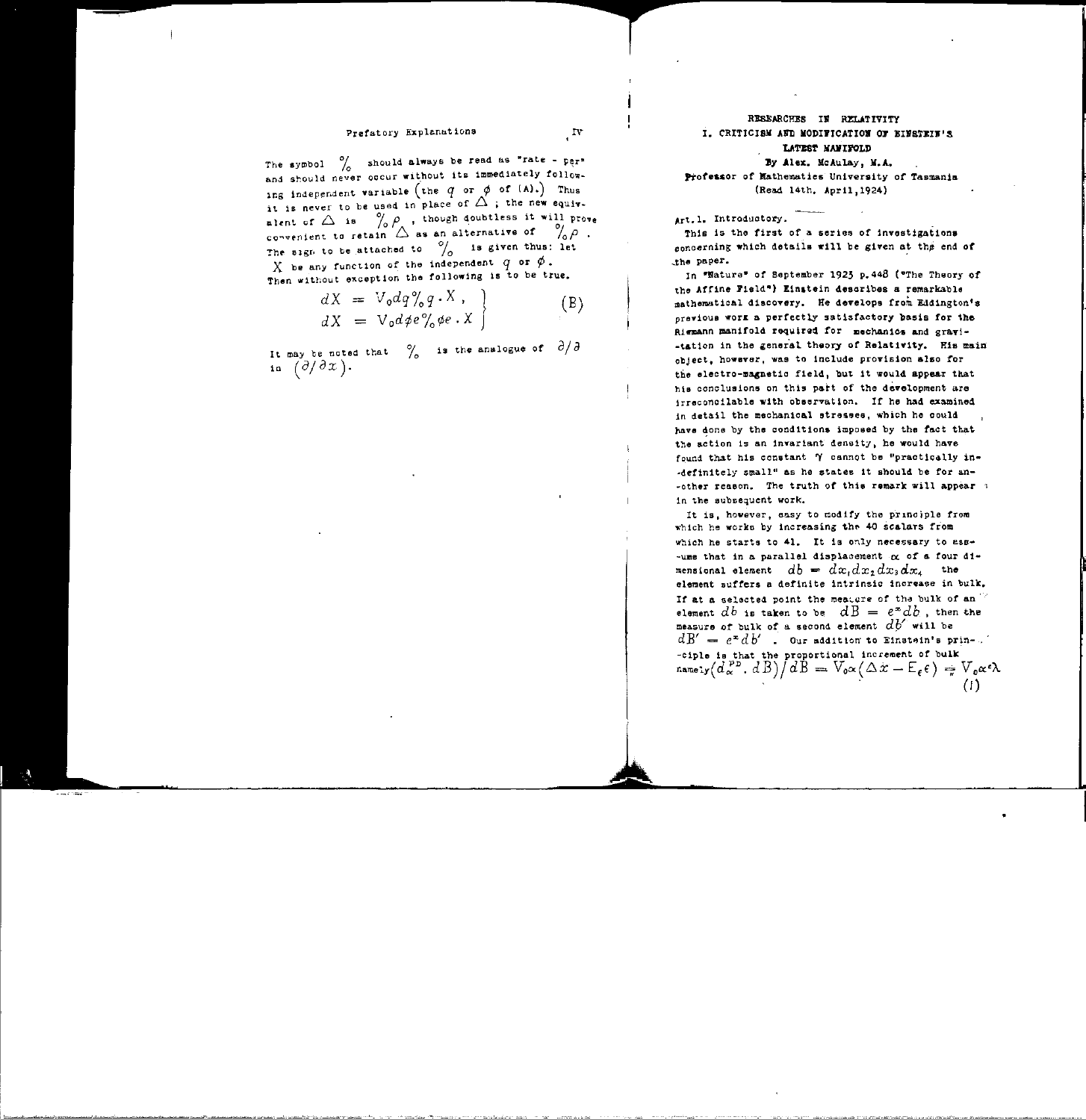## Prefatory Explanations

The symbol $\%$ should always be read as "rate - per" and should never occur without its immediately following independent variable (the $q$ or $\phi$ of (A).) Thus it is never to be used in place of $\Delta$ ; the new equivalent of $\Delta$ is $\%_0 \rho$ , though doubtless it will prove convenient to retain $\Delta$ as an alternative of $\%_0 \rho$ . The sign to be attached to $\%$ is given thus: let $X$ be any function of the independent $q$ or $\phi$. Then without exception the following is to be true.

$$\left.\begin{aligned} dX &= V_0 dq \%_0 q . X , \\ dX &= V_0 d\phi e \%_0 \phi e . X \end{aligned}\right\} \qquad (B)$$

It may be noted that $\%$ is the analogue of $\partial/\partial$ in $(\partial/\partial x)$.

# RESEARCHES IN RELATIVITY

## I. CRITICISM AND MODIFICATION OF EINSTEIN'S LATEST MANIFOLD

By Alex. McAulay, M.A.

Professor of Mathematics University of Tasmania

(Read 14th. April,1924)

### Art.1. Introductory.

This is the first of a series of investigations concerning which details will be given at the end of the paper.

In "Nature" of September 1923 p.448 ("The Theory of the Affine Field") Einstein describes a remarkable mathematical discovery. He develops from Eddington's previous work a perfectly satisfactory basis for the Riemann manifold required for mechanics and gravitation in the general theory of Relativity. His main object, however, was to include provision also for the electro-magnetic field, but it would appear that his conclusions on this part of the development are irreconcilable with observation. If he had examined in detail the mechanical stresses, which he could have done by the conditions imposed by the fact that the action is an invariant density, he would have found that his constant $\gamma$ cannot be "practically indefinitely small" as he states it should be for another reason. The truth of this remark will appear in the subsequent work.

It is, however, easy to modify the principle from which he works by increasing the 40 scalars from which he starts to 41. It is only necessary to assume that in a parallel displacement $\alpha$ of a four dimensional element $db = dx_1 dx_2 dx_3 dx_4$ the element suffers a definite intrinsic increase in bulk. If at a selected point the measure of the bulk of an element $db$ is taken to be $dB = e^x db$ , then the measure of bulk of a second element $db'$ will be $dB' = e^x db'$ . Our addition to Einstein's principle is that the proportional increment of bulk namely

$$\left(d_\alpha^{PD} . dB\right)/dB = V_0 \alpha \left(\Delta x - E_\epsilon \epsilon\right) \doteq V_0 \alpha^\epsilon \lambda \qquad (1)$$